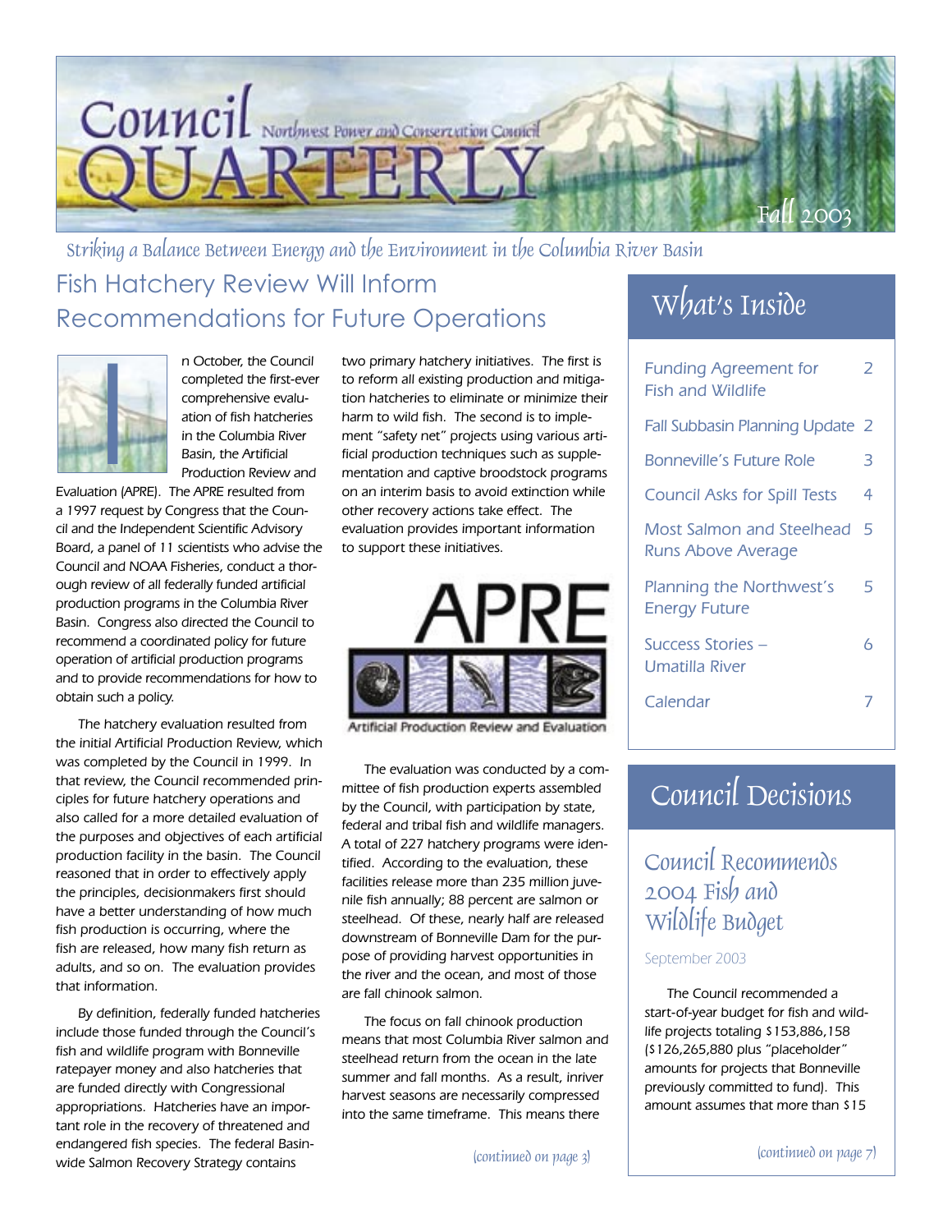# Council Quarterly

Northwest Power and Conservation Council

Fall 2003

*Striking a Balance Between Energy and the Environment in the Columbia River Basin*

## Fish Hatchery Review Will Inform Recommendations for Future Operations

In October, the Council completed the first-ever comprehensive evaluation of fish hatcheries in the Columbia River Basin, the Artificial Production Review and Evaluation (APRE). The APRE resulted from a 1997 request by Congress that the Council and the Independent Scientific Advisory Board, a panel of 11 scientists who advise the Council and NOAA Fisheries, conduct a thorough review of all federally funded artificial production programs in the Columbia River Basin. Congress also directed the Council to recommend a coordinated policy for future operation of artificial production programs and to provide recommendations for how to obtain such a policy.

The hatchery evaluation resulted from the initial Artificial Production Review, which was completed by the Council in 1999. In that review, the Council recommended principles for future hatchery operations and also called for a more detailed evaluation of the purposes and objectives of each artificial production facility in the basin. The Council reasoned that in order to effectively apply the principles, decisionmakers first should have a better understanding of how much fish production is occurring, where the fish are released, how many fish return as adults, and so on. The evaluation provides that information.

By definition, federally funded hatcheries include those funded through the Council's fish and wildlife program with Bonneville ratepayer money and also hatcheries that are funded directly with Congressional appropriations. Hatcheries have an important role in the recovery of threatened and endangered fish species. The federal Basinwide Salmon Recovery Strategy contains two primary hatchery initiatives. The first is to reform all existing production and mitigation hatcheries to eliminate or minimize their harm to wild fish. The second is to implement "safety net" projects using various artificial production techniques such as supplementation and captive broodstock programs on an interim basis to avoid extinction while other recovery actions take effect. The evaluation provides important information to support these initiatives.

APRE — Artificial Production Review and Evaluation

The evaluation was conducted by a committee of fish production experts assembled by the Council, with participation by state, federal and tribal fish and wildlife managers. A total of 227 hatchery programs were identified. According to the evaluation, these facilities release more than 235 million juvenile fish annually; 88 percent are salmon or steelhead. Of these, nearly half are released downstream of Bonneville Dam for the purpose of providing harvest opportunities in the river and the ocean, and most of those are fall chinook salmon.

The focus on fall chinook production means that most Columbia River salmon and steelhead return from the ocean in the late summer and fall months. As a result, inriver harvest seasons are necessarily compressed into the same timeframe. This means there

*(continued on page 3)*

## What's Inside

| | |
|---|---|
| Funding Agreement for Fish and Wildlife | 2 |
| Fall Subbasin Planning Update | 2 |
| Bonneville's Future Role | 3 |
| Council Asks for Spill Tests | 4 |
| Most Salmon and Steelhead Runs Above Average | 5 |
| Planning the Northwest's Energy Future | 5 |
| Success Stories – Umatilla River | 6 |
| Calendar | 7 |

## Council Decisions

### Council Recommends 2004 Fish and Wildlife Budget

September 2003

The Council recommended a start-of-year budget for fish and wildlife projects totaling $153,886,158 ($126,265,880 plus "placeholder" amounts for projects that Bonneville previously committed to fund). This amount assumes that more than $15

*(continued on page 7)*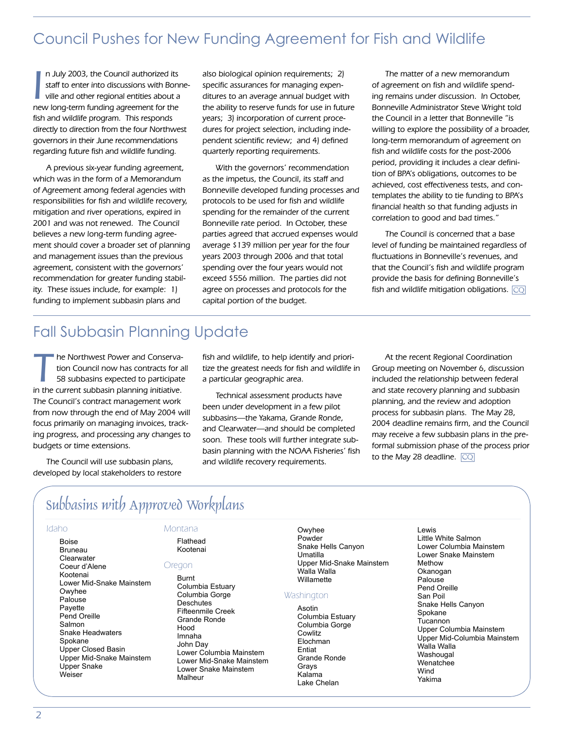## Council Pushes for New Funding Agreement for Fish and Wildlife

In July 2003, the Council authorized its staff to enter into discussions with Bonneville and other regional entities about a new long-term funding agreement for the fish and wildlife program. This responds directly to direction from the four Northwest governors in their June recommendations regarding future fish and wildlife funding.

A previous six-year funding agreement, which was in the form of a Memorandum of Agreement among federal agencies with responsibilities for fish and wildlife recovery, mitigation and river operations, expired in 2001 and was not renewed. The Council believes a new long-term funding agreement should cover a broader set of planning and management issues than the previous agreement, consistent with the governors' recommendation for greater funding stability. These issues include, for example: 1) funding to implement subbasin plans and also biological opinion requirements; 2) specific assurances for managing expenditures to an average annual budget with the ability to reserve funds for use in future years; 3) incorporation of current procedures for project selection, including independent scientific review; and 4) defined quarterly reporting requirements.

With the governors' recommendation as the impetus, the Council, its staff and Bonneville developed funding processes and protocols to be used for fish and wildlife spending for the remainder of the current Bonneville rate period. In October, these parties agreed that accrued expenses would average $139 million per year for the four years 2003 through 2006 and that total spending over the four years would not exceed $556 million. The parties did not agree on processes and protocols for the capital portion of the budget.

The matter of a new memorandum of agreement on fish and wildlife spending remains under discussion. In October, Bonneville Administrator Steve Wright told the Council in a letter that Bonneville "is willing to explore the possibility of a broader, long-term memorandum of agreement on fish and wildlife costs for the post-2006 period, providing it includes a clear definition of BPA's obligations, outcomes to be achieved, cost effectiveness tests, and contemplates the ability to tie funding to BPA's financial health so that funding adjusts in correlation to good and bad times."

The Council is concerned that a base level of funding be maintained regardless of fluctuations in Bonneville's revenues, and that the Council's fish and wildlife program provide the basis for defining Bonneville's fish and wildlife mitigation obligations. CQ

## Fall Subbasin Planning Update

The Northwest Power and Conservation Council now has contracts for all 58 subbasins expected to participate in the current subbasin planning initiative. The Council's contract management work from now through the end of May 2004 will focus primarily on managing invoices, tracking progress, and processing any changes to budgets or time extensions.

The Council will use subbasin plans, developed by local stakeholders to restore fish and wildlife, to help identify and prioritize the greatest needs for fish and wildlife in a particular geographic area.

Technical assessment products have been under development in a few pilot subbasins—the Yakama, Grande Ronde, and Clearwater—and should be completed soon. These tools will further integrate subbasin planning with the NOAA Fisheries' fish and wildlife recovery requirements.

At the recent Regional Coordination Group meeting on November 6, discussion included the relationship between federal and state recovery planning and subbasin planning, and the review and adoption process for subbasin plans. The May 28, 2004 deadline remains firm, and the Council may receive a few subbasin plans in the pre-formal submission phase of the process prior to the May 28 deadline. CQ

### Subbasins with Approved Workplans

**Idaho**

- Boise
- Bruneau
- Clearwater
- Coeur d'Alene
- Kootenai
- Lower Mid-Snake Mainstem
- Owyhee
- Palouse
- Payette
- Pend Oreille
- Salmon
- Snake Headwaters
- Spokane
- Upper Closed Basin
- Upper Mid-Snake Mainstem
- Upper Snake
- Weiser

**Montana**

- Flathead
- Kootenai

**Oregon**

- Burnt
- Columbia Estuary
- Columbia Gorge
- Deschutes
- Fifteenmile Creek
- Grande Ronde
- Hood
- Imnaha
- John Day
- Lower Columbia Mainstem
- Lower Mid-Snake Mainstem
- Lower Snake Mainstem
- Malheur
- Owyhee
- Powder
- Snake Hells Canyon
- Umatilla
- Upper Mid-Snake Mainstem
- Walla Walla
- Willamette

**Washington**

- Asotin
- Columbia Estuary
- Columbia Gorge
- Cowlitz
- Elochman
- Entiat
- Grande Ronde
- Grays
- Kalama
- Lake Chelan
- Lewis
- Little White Salmon
- Lower Columbia Mainstem
- Lower Snake Mainstem
- Methow
- Okanogan
- Palouse
- Pend Oreille
- San Poil
- Snake Hells Canyon
- Spokane
- Tucannon
- Upper Columbia Mainstem
- Upper Mid-Columbia Mainstem
- Walla Walla
- Washougal
- Wenatchee
- Wind
- Yakima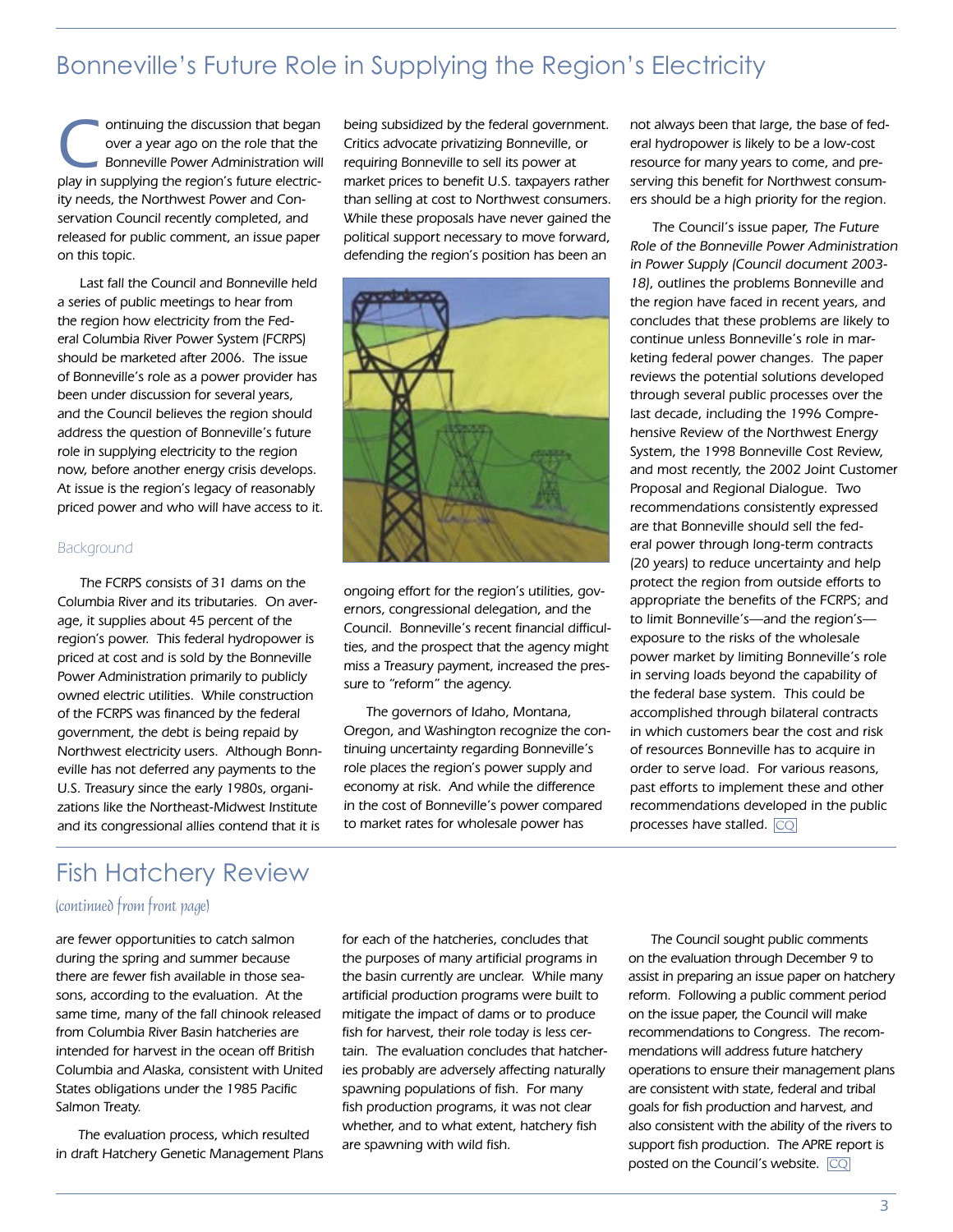# Bonneville's Future Role in Supplying the Region's Electricity

Continuing the discussion that began over a year ago on the role that the Bonneville Power Administration will play in supplying the region's future electricity needs, the Northwest Power and Conservation Council recently completed, and released for public comment, an issue paper on this topic.

Last fall the Council and Bonneville held a series of public meetings to hear from the region how electricity from the Federal Columbia River Power System (FCRPS) should be marketed after 2006. The issue of Bonneville's role as a power provider has been under discussion for several years, and the Council believes the region should address the question of Bonneville's future role in supplying electricity to the region now, before another energy crisis develops. At issue is the region's legacy of reasonably priced power and who will have access to it.

## Background

The FCRPS consists of 31 dams on the Columbia River and its tributaries. On average, it supplies about 45 percent of the region's power. This federal hydropower is priced at cost and is sold by the Bonneville Power Administration primarily to publicly owned electric utilities. While construction of the FCRPS was financed by the federal government, the debt is being repaid by Northwest electricity users. Although Bonneville has not deferred any payments to the U.S. Treasury since the early 1980s, organizations like the Northeast-Midwest Institute and its congressional allies contend that it is being subsidized by the federal government. Critics advocate privatizing Bonneville, or requiring Bonneville to sell its power at market prices to benefit U.S. taxpayers rather than selling at cost to Northwest consumers. While these proposals have never gained the political support necessary to move forward, defending the region's position has been an ongoing effort for the region's utilities, governors, congressional delegation, and the Council. Bonneville's recent financial difficulties, and the prospect that the agency might miss a Treasury payment, increased the pressure to "reform" the agency.

The governors of Idaho, Montana, Oregon, and Washington recognize the continuing uncertainty regarding Bonneville's role places the region's power supply and economy at risk. And while the difference in the cost of Bonneville's power compared to market rates for wholesale power has not always been that large, the base of federal hydropower is likely to be a low-cost resource for many years to come, and preserving this benefit for Northwest consumers should be a high priority for the region.

The Council's issue paper, *The Future Role of the Bonneville Power Administration in Power Supply (Council document 2003-18)*, outlines the problems Bonneville and the region have faced in recent years, and concludes that these problems are likely to continue unless Bonneville's role in marketing federal power changes. The paper reviews the potential solutions developed through several public processes over the last decade, including the 1996 Comprehensive Review of the Northwest Energy System, the 1998 Bonneville Cost Review, and most recently, the 2002 Joint Customer Proposal and Regional Dialogue. Two recommendations consistently expressed are that Bonneville should sell the federal power through long-term contracts (20 years) to reduce uncertainty and help protect the region from outside efforts to appropriate the benefits of the FCRPS; and to limit Bonneville's—and the region's—exposure to the risks of the wholesale power market by limiting Bonneville's role in serving loads beyond the capability of the federal base system. This could be accomplished through bilateral contracts in which customers bear the cost and risk of resources Bonneville has to acquire in order to serve load. For various reasons, past efforts to implement these and other recommendations developed in the public processes have stalled. CQ

# Fish Hatchery Review

*(continued from front page)*

are fewer opportunities to catch salmon during the spring and summer because there are fewer fish available in those seasons, according to the evaluation. At the same time, many of the fall chinook released from Columbia River Basin hatcheries are intended for harvest in the ocean off British Columbia and Alaska, consistent with United States obligations under the 1985 Pacific Salmon Treaty.

The evaluation process, which resulted in draft Hatchery Genetic Management Plans for each of the hatcheries, concludes that the purposes of many artificial programs in the basin currently are unclear. While many artificial production programs were built to mitigate the impact of dams or to produce fish for harvest, their role today is less certain. The evaluation concludes that hatcheries probably are adversely affecting naturally spawning populations of fish. For many fish production programs, it was not clear whether, and to what extent, hatchery fish are spawning with wild fish.

The Council sought public comments on the evaluation through December 9 to assist in preparing an issue paper on hatchery reform. Following a public comment period on the issue paper, the Council will make recommendations to Congress. The recommendations will address future hatchery operations to ensure their management plans are consistent with state, federal and tribal goals for fish production and harvest, and also consistent with the ability of the rivers to support fish production. The APRE report is posted on the Council's website. CQ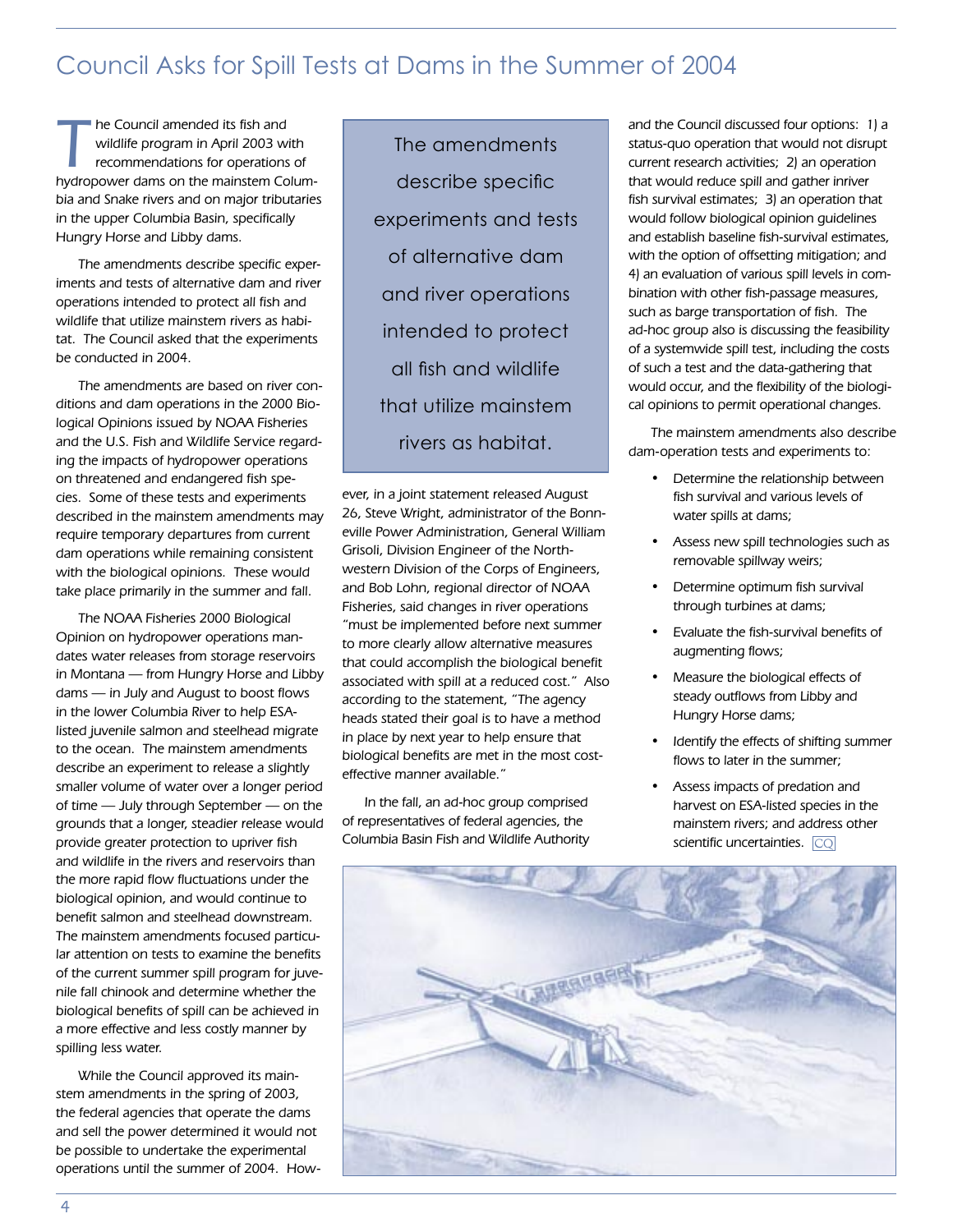# Council Asks for Spill Tests at Dams in the Summer of 2004

The Council amended its fish and wildlife program in April 2003 with recommendations for operations of hydropower dams on the mainstem Columbia and Snake rivers and on major tributaries in the upper Columbia Basin, specifically Hungry Horse and Libby dams.

The amendments describe specific experiments and tests of alternative dam and river operations intended to protect all fish and wildlife that utilize mainstem rivers as habitat. The Council asked that the experiments be conducted in 2004.

The amendments are based on river conditions and dam operations in the 2000 Biological Opinions issued by NOAA Fisheries and the U.S. Fish and Wildlife Service regarding the impacts of hydropower operations on threatened and endangered fish species. Some of these tests and experiments described in the mainstem amendments may require temporary departures from current dam operations while remaining consistent with the biological opinions. These would take place primarily in the summer and fall.

The NOAA Fisheries 2000 Biological Opinion on hydropower operations mandates water releases from storage reservoirs in Montana — from Hungry Horse and Libby dams — in July and August to boost flows in the lower Columbia River to help ESA-listed juvenile salmon and steelhead migrate to the ocean. The mainstem amendments describe an experiment to release a slightly smaller volume of water over a longer period of time — July through September — on the grounds that a longer, steadier release would provide greater protection to upriver fish and wildlife in the rivers and reservoirs than the more rapid flow fluctuations under the biological opinion, and would continue to benefit salmon and steelhead downstream. The mainstem amendments focused particular attention on tests to examine the benefits of the current summer spill program for juvenile fall chinook and determine whether the biological benefits of spill can be achieved in a more effective and less costly manner by spilling less water.

While the Council approved its mainstem amendments in the spring of 2003, the federal agencies that operate the dams and sell the power determined it would not be possible to undertake the experimental operations until the summer of 2004. However, in a joint statement released August 26, Steve Wright, administrator of the Bonneville Power Administration, General William Grisoli, Division Engineer of the Northwestern Division of the Corps of Engineers, and Bob Lohn, regional director of NOAA Fisheries, said changes in river operations "must be implemented before next summer to more clearly allow alternative measures that could accomplish the biological benefit associated with spill at a reduced cost." Also according to the statement, "The agency heads stated their goal is to have a method in place by next year to help ensure that biological benefits are met in the most cost-effective manner available."

> The amendments describe specific experiments and tests of alternative dam and river operations intended to protect all fish and wildlife that utilize mainstem rivers as habitat.

In the fall, an ad-hoc group comprised of representatives of federal agencies, the Columbia Basin Fish and Wildlife Authority and the Council discussed four options: 1) a status-quo operation that would not disrupt current research activities; 2) an operation that would reduce spill and gather inriver fish survival estimates; 3) an operation that would follow biological opinion guidelines and establish baseline fish-survival estimates, with the option of offsetting mitigation; and 4) an evaluation of various spill levels in combination with other fish-passage measures, such as barge transportation of fish. The ad-hoc group also is discussing the feasibility of a systemwide spill test, including the costs of such a test and the data-gathering that would occur, and the flexibility of the biological opinions to permit operational changes.

The mainstem amendments also describe dam-operation tests and experiments to:

- Determine the relationship between fish survival and various levels of water spills at dams;
- Assess new spill technologies such as removable spillway weirs;
- Determine optimum fish survival through turbines at dams;
- Evaluate the fish-survival benefits of augmenting flows;
- Measure the biological effects of steady outflows from Libby and Hungry Horse dams;
- Identify the effects of shifting summer flows to later in the summer;
- Assess impacts of predation and harvest on ESA-listed species in the mainstem rivers; and address other scientific uncertainties.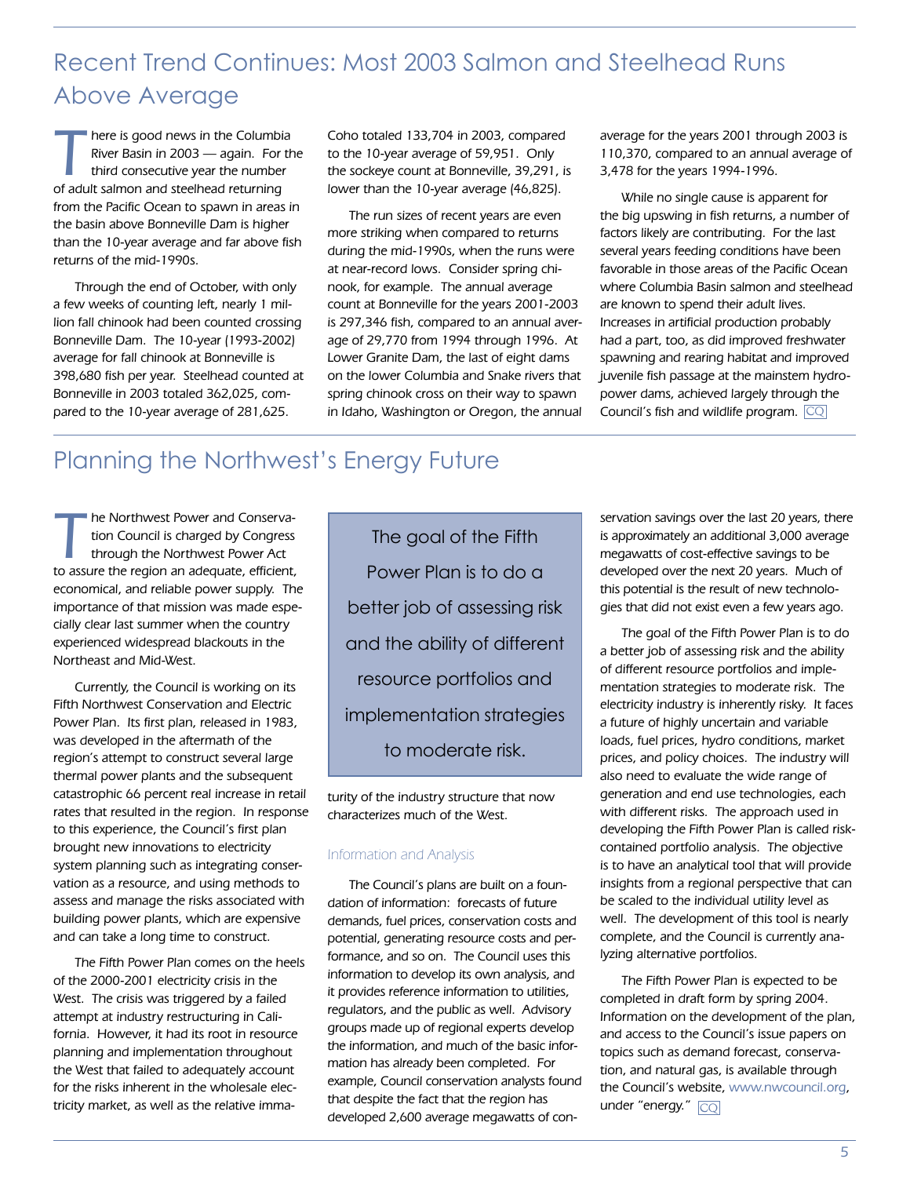## Recent Trend Continues: Most 2003 Salmon and Steelhead Runs Above Average

There is good news in the Columbia River Basin in 2003 — again. For the third consecutive year the number of adult salmon and steelhead returning from the Pacific Ocean to spawn in areas in the basin above Bonneville Dam is higher than the 10-year average and far above fish returns of the mid-1990s.

Through the end of October, with only a few weeks of counting left, nearly 1 million fall chinook had been counted crossing Bonneville Dam. The 10-year (1993-2002) average for fall chinook at Bonneville is 398,680 fish per year. Steelhead counted at Bonneville in 2003 totaled 362,025, compared to the 10-year average of 281,625. Coho totaled 133,704 in 2003, compared to the 10-year average of 59,951. Only the sockeye count at Bonneville, 39,291, is lower than the 10-year average (46,825).

The run sizes of recent years are even more striking when compared to returns during the mid-1990s, when the runs were at near-record lows. Consider spring chinook, for example. The annual average count at Bonneville for the years 2001-2003 is 297,346 fish, compared to an annual average of 29,770 from 1994 through 1996. At Lower Granite Dam, the last of eight dams on the lower Columbia and Snake rivers that spring chinook cross on their way to spawn in Idaho, Washington or Oregon, the annual average for the years 2001 through 2003 is 110,370, compared to an annual average of 3,478 for the years 1994-1996.

While no single cause is apparent for the big upswing in fish returns, a number of factors likely are contributing. For the last several years feeding conditions have been favorable in those areas of the Pacific Ocean where Columbia Basin salmon and steelhead are known to spend their adult lives. Increases in artificial production probably had a part, too, as did improved freshwater spawning and rearing habitat and improved juvenile fish passage at the mainstem hydropower dams, achieved largely through the Council's fish and wildlife program. CQ

## Planning the Northwest's Energy Future

The Northwest Power and Conservation Council is charged by Congress through the Northwest Power Act to assure the region an adequate, efficient, economical, and reliable power supply. The importance of that mission was made especially clear last summer when the country experienced widespread blackouts in the Northeast and Mid-West.

Currently, the Council is working on its Fifth Northwest Conservation and Electric Power Plan. Its first plan, released in 1983, was developed in the aftermath of the region's attempt to construct several large thermal power plants and the subsequent catastrophic 66 percent real increase in retail rates that resulted in the region. In response to this experience, the Council's first plan brought new innovations to electricity system planning such as integrating conservation as a resource, and using methods to assess and manage the risks associated with building power plants, which are expensive and can take a long time to construct.

The Fifth Power Plan comes on the heels of the 2000-2001 electricity crisis in the West. The crisis was triggered by a failed attempt at industry restructuring in California. However, it had its root in resource planning and implementation throughout the West that failed to adequately account for the risks inherent in the wholesale electricity market, as well as the relative immaturity of the industry structure that now characterizes much of the West.

> The goal of the Fifth Power Plan is to do a better job of assessing risk and the ability of different resource portfolios and implementation strategies to moderate risk.

### Information and Analysis

The Council's plans are built on a foundation of information: forecasts of future demands, fuel prices, conservation costs and potential, generating resource costs and performance, and so on. The Council uses this information to develop its own analysis, and it provides reference information to utilities, regulators, and the public as well. Advisory groups made up of regional experts develop the information, and much of the basic information has already been completed. For example, Council conservation analysts found that despite the fact that the region has developed 2,600 average megawatts of conservation savings over the last 20 years, there is approximately an additional 3,000 average megawatts of cost-effective savings to be developed over the next 20 years. Much of this potential is the result of new technologies that did not exist even a few years ago.

The goal of the Fifth Power Plan is to do a better job of assessing risk and the ability of different resource portfolios and implementation strategies to moderate risk. The electricity industry is inherently risky. It faces a future of highly uncertain and variable loads, fuel prices, hydro conditions, market prices, and policy choices. The industry will also need to evaluate the wide range of generation and end use technologies, each with different risks. The approach used in developing the Fifth Power Plan is called risk-contained portfolio analysis. The objective is to have an analytical tool that will provide insights from a regional perspective that can be scaled to the individual utility level as well. The development of this tool is nearly complete, and the Council is currently analyzing alternative portfolios.

The Fifth Power Plan is expected to be completed in draft form by spring 2004. Information on the development of the plan, and access to the Council's issue papers on topics such as demand forecast, conservation, and natural gas, is available through the Council's website, www.nwcouncil.org, under "energy." CQ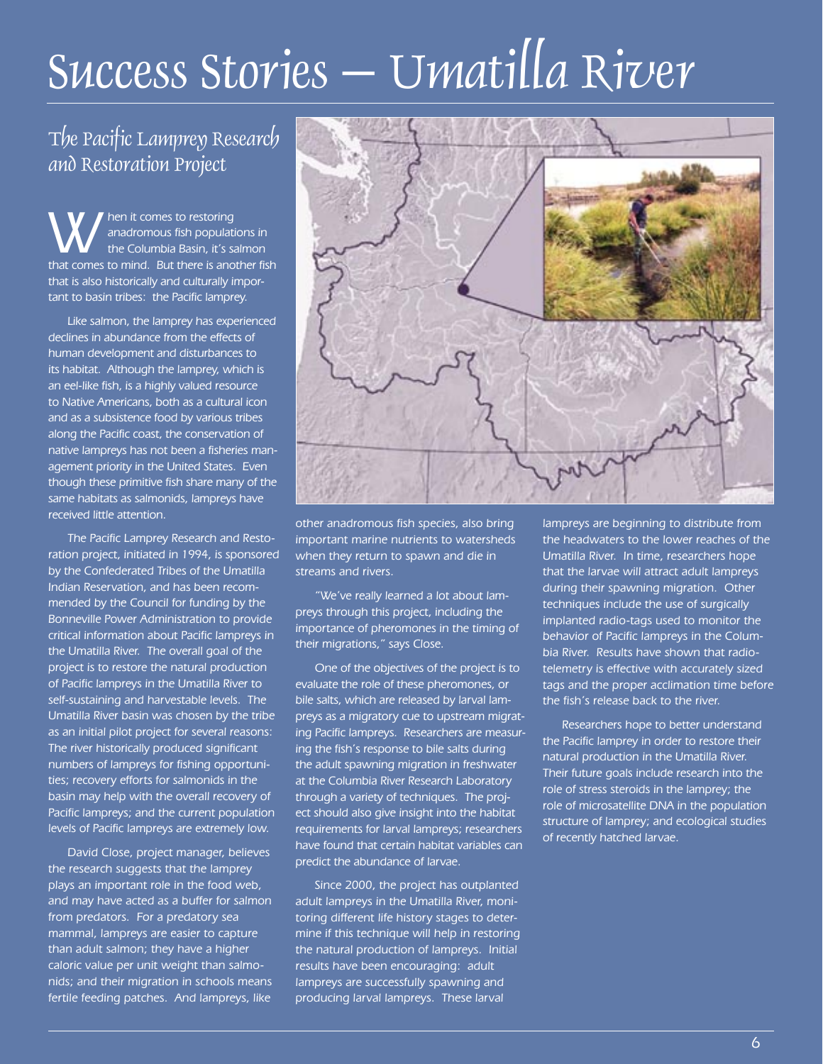# Success Stories – Umatilla River

## The Pacific Lamprey Research and Restoration Project

When it comes to restoring anadromous fish populations in the Columbia Basin, it's salmon that comes to mind. But there is another fish that is also historically and culturally important to basin tribes: the Pacific lamprey.

Like salmon, the lamprey has experienced declines in abundance from the effects of human development and disturbances to its habitat. Although the lamprey, which is an eel-like fish, is a highly valued resource to Native Americans, both as a cultural icon and as a subsistence food by various tribes along the Pacific coast, the conservation of native lampreys has not been a fisheries management priority in the United States. Even though these primitive fish share many of the same habitats as salmonids, lampreys have received little attention.

The Pacific Lamprey Research and Restoration project, initiated in 1994, is sponsored by the Confederated Tribes of the Umatilla Indian Reservation, and has been recommended by the Council for funding by the Bonneville Power Administration to provide critical information about Pacific lampreys in the Umatilla River. The overall goal of the project is to restore the natural production of Pacific lampreys in the Umatilla River to self-sustaining and harvestable levels. The Umatilla River basin was chosen by the tribe as an initial pilot project for several reasons: The river historically produced significant numbers of lampreys for fishing opportunities; recovery efforts for salmonids in the basin may help with the overall recovery of Pacific lampreys; and the current population levels of Pacific lampreys are extremely low.

David Close, project manager, believes the research suggests that the lamprey plays an important role in the food web, and may have acted as a buffer for salmon from predators. For a predatory sea mammal, lampreys are easier to capture than adult salmon; they have a higher caloric value per unit weight than salmonids; and their migration in schools means fertile feeding patches. And lampreys, like other anadromous fish species, also bring important marine nutrients to watersheds when they return to spawn and die in streams and rivers.

"We've really learned a lot about lampreys through this project, including the importance of pheromones in the timing of their migrations," says Close.

One of the objectives of the project is to evaluate the role of these pheromones, or bile salts, which are released by larval lampreys as a migratory cue to upstream migrating Pacific lampreys. Researchers are measuring the fish's response to bile salts during the adult spawning migration in freshwater at the Columbia River Research Laboratory through a variety of techniques. The project should also give insight into the habitat requirements for larval lampreys; researchers have found that certain habitat variables can predict the abundance of larvae.

Since 2000, the project has outplanted adult lampreys in the Umatilla River, monitoring different life history stages to determine if this technique will help in restoring the natural production of lampreys. Initial results have been encouraging: adult lampreys are successfully spawning and producing larval lampreys. These larval lampreys are beginning to distribute from the headwaters to the lower reaches of the Umatilla River. In time, researchers hope that the larvae will attract adult lampreys during their spawning migration. Other techniques include the use of surgically implanted radio-tags used to monitor the behavior of Pacific lampreys in the Columbia River. Results have shown that radio-telemetry is effective with accurately sized tags and the proper acclimation time before the fish's release back to the river.

Researchers hope to better understand the Pacific lamprey in order to restore their natural production in the Umatilla River. Their future goals include research into the role of stress steroids in the lamprey; the role of microsatellite DNA in the population structure of lamprey; and ecological studies of recently hatched larvae.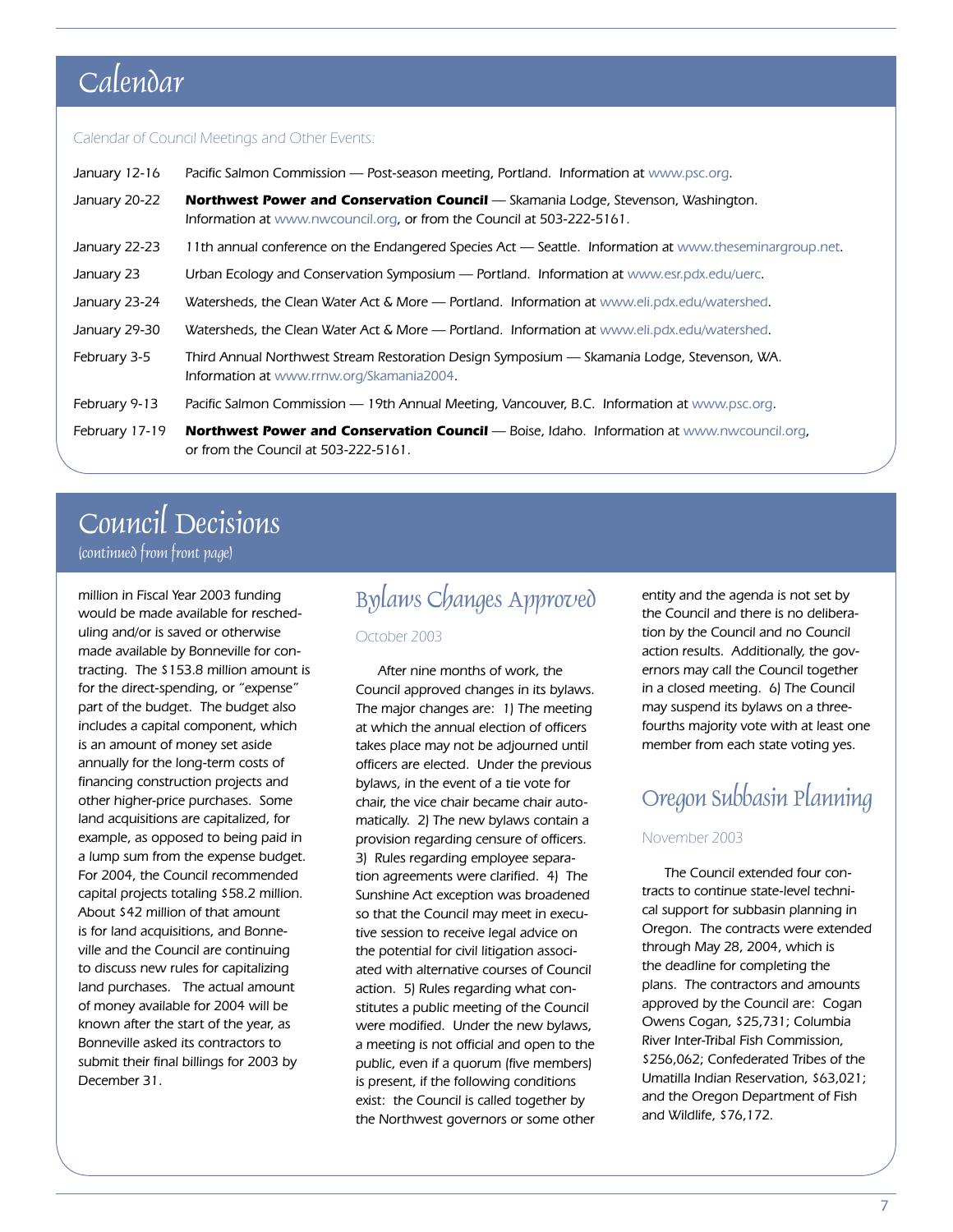# Calendar

Calendar of Council Meetings and Other Events:

| | |
|---|---|
| January 12-16 | Pacific Salmon Commission — Post-season meeting, Portland. Information at www.psc.org. |
| January 20-22 | **Northwest Power and Conservation Council** — Skamania Lodge, Stevenson, Washington. Information at www.nwcouncil.org, or from the Council at 503-222-5161. |
| January 22-23 | 11th annual conference on the Endangered Species Act — Seattle. Information at www.theseminargroup.net. |
| January 23 | Urban Ecology and Conservation Symposium — Portland. Information at www.esr.pdx.edu/uerc. |
| January 23-24 | Watersheds, the Clean Water Act & More — Portland. Information at www.eli.pdx.edu/watershed. |
| January 29-30 | Watersheds, the Clean Water Act & More — Portland. Information at www.eli.pdx.edu/watershed. |
| February 3-5 | Third Annual Northwest Stream Restoration Design Symposium — Skamania Lodge, Stevenson, WA. Information at www.rrnw.org/Skamania2004. |
| February 9-13 | Pacific Salmon Commission — 19th Annual Meeting, Vancouver, B.C. Information at www.psc.org. |
| February 17-19 | **Northwest Power and Conservation Council** — Boise, Idaho. Information at www.nwcouncil.org, or from the Council at 503-222-5161. |

# Council Decisions

*(continued from front page)*

million in Fiscal Year 2003 funding would be made available for rescheduling and/or is saved or otherwise made available by Bonneville for contracting. The $153.8 million amount is for the direct-spending, or "expense" part of the budget. The budget also includes a capital component, which is an amount of money set aside annually for the long-term costs of financing construction projects and other higher-price purchases. Some land acquisitions are capitalized, for example, as opposed to being paid in a lump sum from the expense budget. For 2004, the Council recommended capital projects totaling $58.2 million. About $42 million of that amount is for land acquisitions, and Bonneville and the Council are continuing to discuss new rules for capitalizing land purchases. The actual amount of money available for 2004 will be known after the start of the year, as Bonneville asked its contractors to submit their final billings for 2003 by December 31.

## Bylaws Changes Approved

October 2003

After nine months of work, the Council approved changes in its bylaws. The major changes are: 1) The meeting at which the annual election of officers takes place may not be adjourned until officers are elected. Under the previous bylaws, in the event of a tie vote for chair, the vice chair became chair automatically. 2) The new bylaws contain a provision regarding censure of officers. 3) Rules regarding employee separation agreements were clarified. 4) The Sunshine Act exception was broadened so that the Council may meet in executive session to receive legal advice on the potential for civil litigation associated with alternative courses of Council action. 5) Rules regarding what constitutes a public meeting of the Council were modified. Under the new bylaws, a meeting is not official and open to the public, even if a quorum (five members) is present, if the following conditions exist: the Council is called together by the Northwest governors or some other entity and the agenda is not set by the Council and there is no deliberation by the Council and no Council action results. Additionally, the governors may call the Council together in a closed meeting. 6) The Council may suspend its bylaws on a three-fourths majority vote with at least one member from each state voting yes.

## Oregon Subbasin Planning

November 2003

The Council extended four contracts to continue state-level technical support for subbasin planning in Oregon. The contracts were extended through May 28, 2004, which is the deadline for completing the plans. The contractors and amounts approved by the Council are: Cogan Owens Cogan, $25,731; Columbia River Inter-Tribal Fish Commission, $256,062; Confederated Tribes of the Umatilla Indian Reservation, $63,021; and the Oregon Department of Fish and Wildlife, $76,172.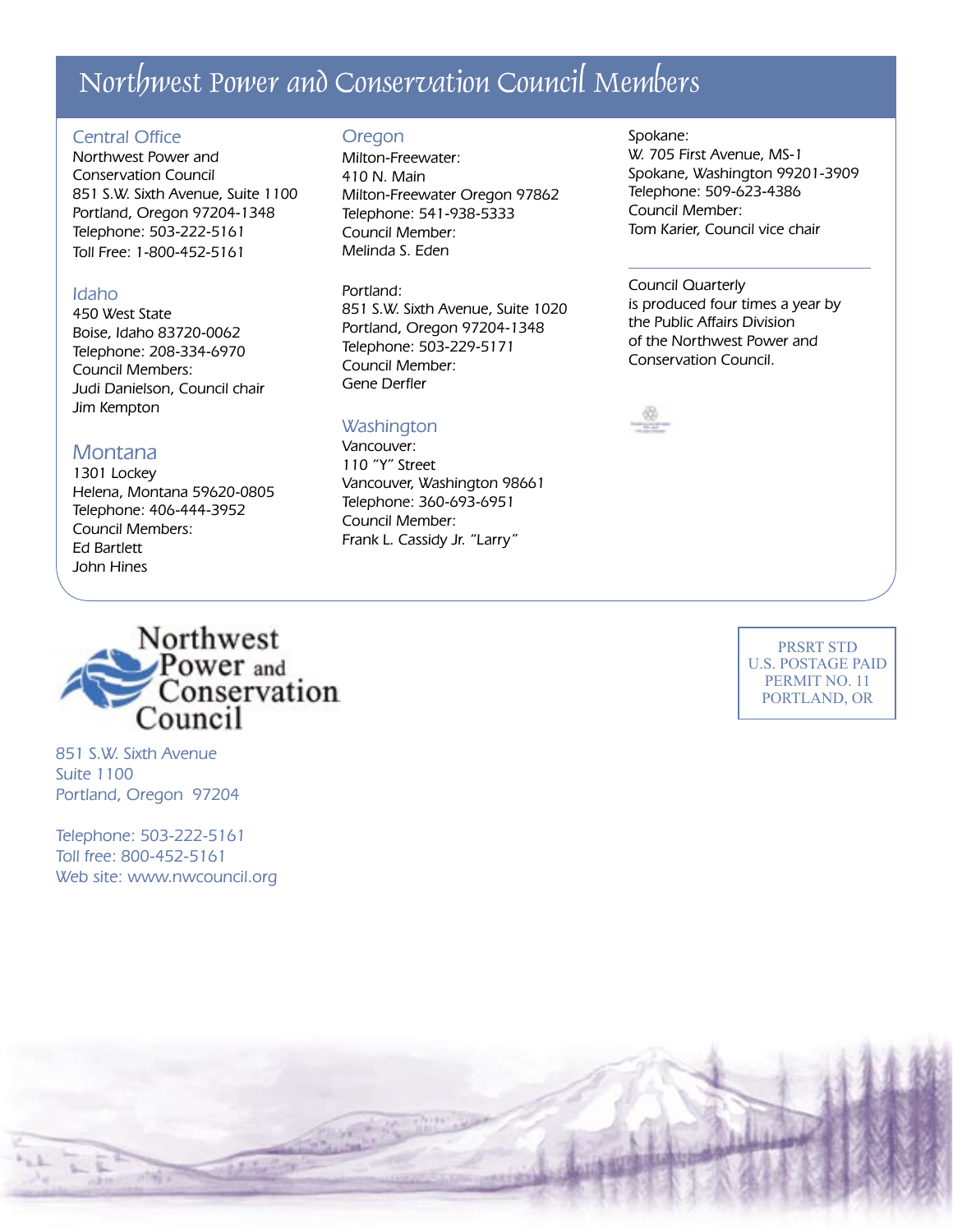# Northwest Power and Conservation Council Members

### Central Office

Northwest Power and Conservation Council
851 S.W. Sixth Avenue, Suite 1100
Portland, Oregon 97204-1348
Telephone: 503-222-5161
Toll Free: 1-800-452-5161

### Idaho

450 West State
Boise, Idaho 83720-0062
Telephone: 208-334-6970
Council Members:
Judi Danielson, Council chair
Jim Kempton

### Montana

1301 Lockey
Helena, Montana 59620-0805
Telephone: 406-444-3952
Council Members:
Ed Bartlett
John Hines

### Oregon

Milton-Freewater:
410 N. Main
Milton-Freewater Oregon 97862
Telephone: 541-938-5333
Council Member:
Melinda S. Eden

Portland:
851 S.W. Sixth Avenue, Suite 1020
Portland, Oregon 97204-1348
Telephone: 503-229-5171
Council Member:
Gene Derfler

### Washington

Vancouver:
110 "Y" Street
Vancouver, Washington 98661
Telephone: 360-693-6951
Council Member:
Frank L. Cassidy Jr. "Larry"

Spokane:
W. 705 First Avenue, MS-1
Spokane, Washington 99201-3909
Telephone: 509-623-4386
Council Member:
Tom Karier, Council vice chair

---

Council Quarterly is produced four times a year by the Public Affairs Division of the Northwest Power and Conservation Council.

Northwest Power and Conservation Council

851 S.W. Sixth Avenue
Suite 1100
Portland, Oregon 97204

Telephone: 503-222-5161
Toll free: 800-452-5161
Web site: www.nwcouncil.org

PRSRT STD
U.S. POSTAGE PAID
PERMIT NO. 11
PORTLAND, OR